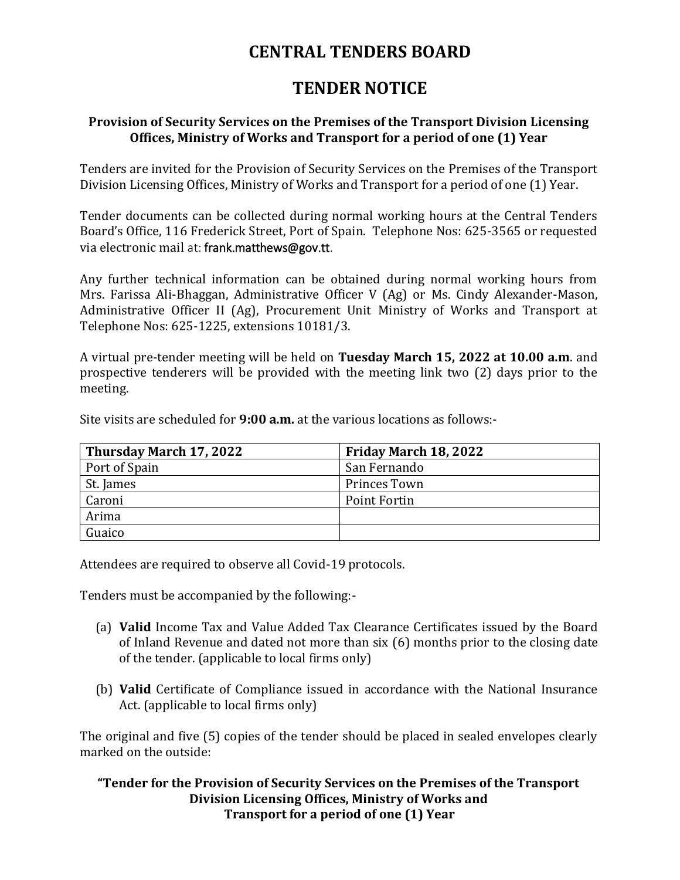# CENTRAL TENDERS BOARD

# TENDER NOTICE

### Provision of Security Services on the Premises of the Transport Division Licensing Offices, Ministry of Works and Transport for a period of one (1) Year

Tenders are invited for the Provision of Security Services on the Premises of the Transport Division Licensing Offices, Ministry of Works and Transport for a period of one (1) Year.

Tender documents can be collected during normal working hours at the Central Tenders Board's Office, 116 Frederick Street, Port of Spain. Telephone Nos: 625-3565 or requested via electronic mail at: frank.matthews@gov.tt.

Any further technical information can be obtained during normal working hours from Mrs. Farissa Ali-Bhaggan, Administrative Officer V (Ag) or Ms. Cindy Alexander-Mason, Administrative Officer II (Ag), Procurement Unit Ministry of Works and Transport at Telephone Nos: 625-1225, extensions 10181/3.

A virtual pre-tender meeting will be held on **Tuesday March 15, 2022 at 10.00 a.m**. and prospective tenderers will be provided with the meeting link two (2) days prior to the meeting.

Site visits are scheduled for **9:00 a.m.** at the various locations as follows:-

| **Thursday March 17, 2022** | **Friday March 18, 2022** |
|---|---|
| Port of Spain | San Fernando |
| St. James | Princes Town |
| Caroni | Point Fortin |
| Arima | |
| Guaico | |

Attendees are required to observe all Covid-19 protocols.

Tenders must be accompanied by the following:-

(a) **Valid** Income Tax and Value Added Tax Clearance Certificates issued by the Board of Inland Revenue and dated not more than six (6) months prior to the closing date of the tender. (applicable to local firms only)

(b) **Valid** Certificate of Compliance issued in accordance with the National Insurance Act. (applicable to local firms only)

The original and five (5) copies of the tender should be placed in sealed envelopes clearly marked on the outside:

**"Tender for the Provision of Security Services on the Premises of the Transport Division Licensing Offices, Ministry of Works and Transport for a period of one (1) Year**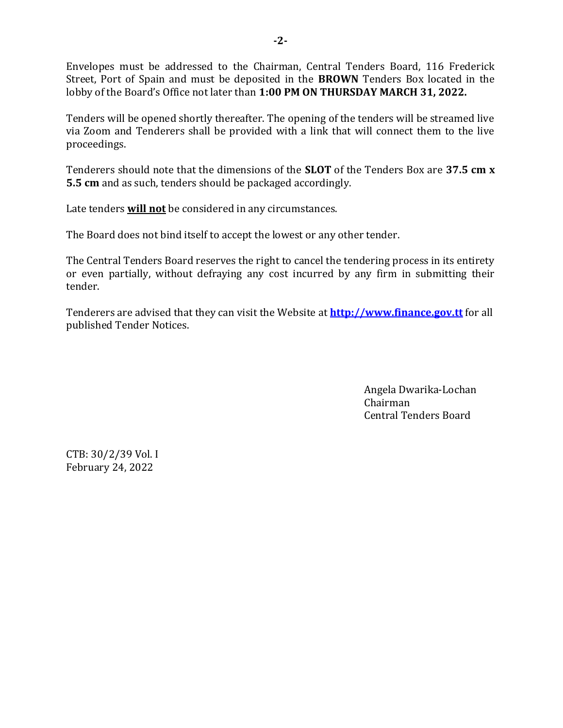Envelopes must be addressed to the Chairman, Central Tenders Board, 116 Frederick Street, Port of Spain and must be deposited in the **BROWN** Tenders Box located in the lobby of the Board's Office not later than **1:00 PM ON THURSDAY MARCH 31, 2022.**

Tenders will be opened shortly thereafter. The opening of the tenders will be streamed live via Zoom and Tenderers shall be provided with a link that will connect them to the live proceedings.

Tenderers should note that the dimensions of the **SLOT** of the Tenders Box are **37.5 cm x 5.5 cm** and as such, tenders should be packaged accordingly.

Late tenders **will not** be considered in any circumstances.

The Board does not bind itself to accept the lowest or any other tender.

The Central Tenders Board reserves the right to cancel the tendering process in its entirety or even partially, without defraying any cost incurred by any firm in submitting their tender.

Tenderers are advised that they can visit the Website at **http://www.finance.gov.tt** for all published Tender Notices.

Angela Dwarika-Lochan
Chairman
Central Tenders Board

CTB: 30/2/39 Vol. I
February 24, 2022